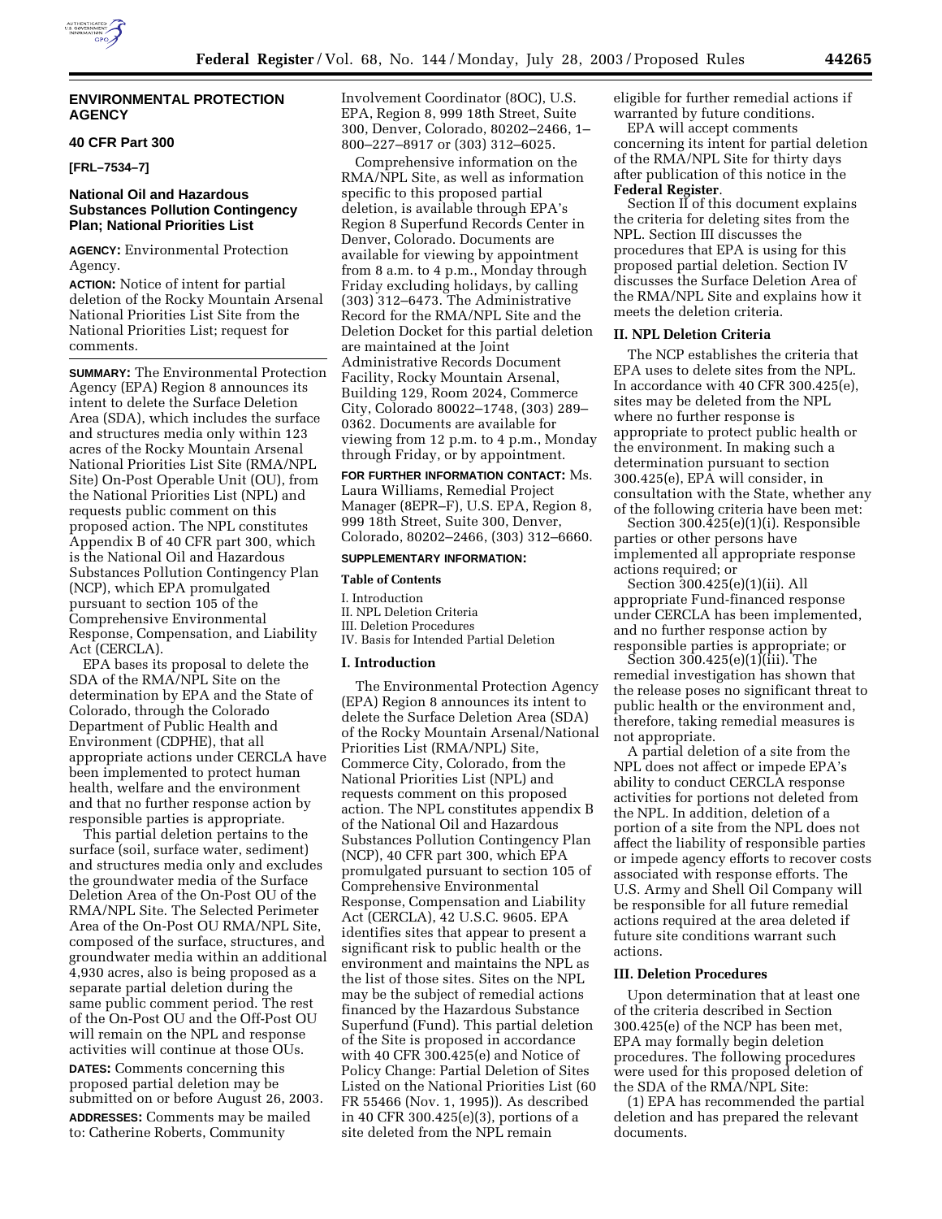## ENVIRONMENTAL PROTECTION AGENCY

### 40 CFR Part 300

**[FRL–7534–7]**

### National Oil and Hazardous Substances Pollution Contingency Plan; National Priorities List

**AGENCY:** Environmental Protection Agency.

**ACTION:** Notice of intent for partial deletion of the Rocky Mountain Arsenal National Priorities List Site from the National Priorities List; request for comments.

**SUMMARY:** The Environmental Protection Agency (EPA) Region 8 announces its intent to delete the Surface Deletion Area (SDA), which includes the surface and structures media only within 123 acres of the Rocky Mountain Arsenal National Priorities List Site (RMA/NPL Site) On-Post Operable Unit (OU), from the National Priorities List (NPL) and requests public comment on this proposed action. The NPL constitutes Appendix B of 40 CFR part 300, which is the National Oil and Hazardous Substances Pollution Contingency Plan (NCP), which EPA promulgated pursuant to section 105 of the Comprehensive Environmental Response, Compensation, and Liability Act (CERCLA).

EPA bases its proposal to delete the SDA of the RMA/NPL Site on the determination by EPA and the State of Colorado, through the Colorado Department of Public Health and Environment (CDPHE), that all appropriate actions under CERCLA have been implemented to protect human health, welfare and the environment and that no further response action by responsible parties is appropriate.

This partial deletion pertains to the surface (soil, surface water, sediment) and structures media only and excludes the groundwater media of the Surface Deletion Area of the On-Post OU of the RMA/NPL Site. The Selected Perimeter Area of the On-Post OU RMA/NPL Site, composed of the surface, structures, and groundwater media within an additional 4,930 acres, also is being proposed as a separate partial deletion during the same public comment period. The rest of the On-Post OU and the Off-Post OU will remain on the NPL and response activities will continue at those OUs.

**DATES:** Comments concerning this proposed partial deletion may be submitted on or before August 26, 2003.

**ADDRESSES:** Comments may be mailed to: Catherine Roberts, Community Involvement Coordinator (8OC), U.S. EPA, Region 8, 999 18th Street, Suite 300, Denver, Colorado, 80202–2466, 1–800–227–8917 or (303) 312–6025.

Comprehensive information on the RMA/NPL Site, as well as information specific to this proposed partial deletion, is available through EPA's Region 8 Superfund Records Center in Denver, Colorado. Documents are available for viewing by appointment from 8 a.m. to 4 p.m., Monday through Friday excluding holidays, by calling (303) 312–6473. The Administrative Record for the RMA/NPL Site and the Deletion Docket for this partial deletion are maintained at the Joint Administrative Records Document Facility, Rocky Mountain Arsenal, Building 129, Room 2024, Commerce City, Colorado 80022–1748, (303) 289–0362. Documents are available for viewing from 12 p.m. to 4 p.m., Monday through Friday, or by appointment.

**FOR FURTHER INFORMATION CONTACT:** Ms. Laura Williams, Remedial Project Manager (8EPR–F), U.S. EPA, Region 8, 999 18th Street, Suite 300, Denver, Colorado, 80202–2466, (303) 312–6660.

**SUPPLEMENTARY INFORMATION:**

**Table of Contents**

I. Introduction
II. NPL Deletion Criteria
III. Deletion Procedures
IV. Basis for Intended Partial Deletion

### I. Introduction

The Environmental Protection Agency (EPA) Region 8 announces its intent to delete the Surface Deletion Area (SDA) of the Rocky Mountain Arsenal/National Priorities List (RMA/NPL) Site, Commerce City, Colorado, from the National Priorities List (NPL) and requests comment on this proposed action. The NPL constitutes appendix B of the National Oil and Hazardous Substances Pollution Contingency Plan (NCP), 40 CFR part 300, which EPA promulgated pursuant to section 105 of Comprehensive Environmental Response, Compensation and Liability Act (CERCLA), 42 U.S.C. 9605. EPA identifies sites that appear to present a significant risk to public health or the environment and maintains the NPL as the list of those sites. Sites on the NPL may be the subject of remedial actions financed by the Hazardous Substance Superfund (Fund). This partial deletion of the Site is proposed in accordance with 40 CFR 300.425(e) and Notice of Policy Change: Partial Deletion of Sites Listed on the National Priorities List (60 FR 55466 (Nov. 1, 1995)). As described in 40 CFR 300.425(e)(3), portions of a site deleted from the NPL remain eligible for further remedial actions if warranted by future conditions.

EPA will accept comments concerning its intent for partial deletion of the RMA/NPL Site for thirty days after publication of this notice in the **Federal Register**.

Section II of this document explains the criteria for deleting sites from the NPL. Section III discusses the procedures that EPA is using for this proposed partial deletion. Section IV discusses the Surface Deletion Area of the RMA/NPL Site and explains how it meets the deletion criteria.

### II. NPL Deletion Criteria

The NCP establishes the criteria that EPA uses to delete sites from the NPL. In accordance with 40 CFR 300.425(e), sites may be deleted from the NPL where no further response is appropriate to protect public health or the environment. In making such a determination pursuant to section 300.425(e), EPA will consider, in consultation with the State, whether any of the following criteria have been met:

Section 300.425(e)(1)(i). Responsible parties or other persons have implemented all appropriate response actions required; or

Section 300.425(e)(1)(ii). All appropriate Fund-financed response under CERCLA has been implemented, and no further response action by responsible parties is appropriate; or

Section 300.425(e)(1)(iii). The remedial investigation has shown that the release poses no significant threat to public health or the environment and, therefore, taking remedial measures is not appropriate.

A partial deletion of a site from the NPL does not affect or impede EPA's ability to conduct CERCLA response activities for portions not deleted from the NPL. In addition, deletion of a portion of a site from the NPL does not affect the liability of responsible parties or impede agency efforts to recover costs associated with response efforts. The U.S. Army and Shell Oil Company will be responsible for all future remedial actions required at the area deleted if future site conditions warrant such actions.

### III. Deletion Procedures

Upon determination that at least one of the criteria described in Section 300.425(e) of the NCP has been met, EPA may formally begin deletion procedures. The following procedures were used for this proposed deletion of the SDA of the RMA/NPL Site:

(1) EPA has recommended the partial deletion and has prepared the relevant documents.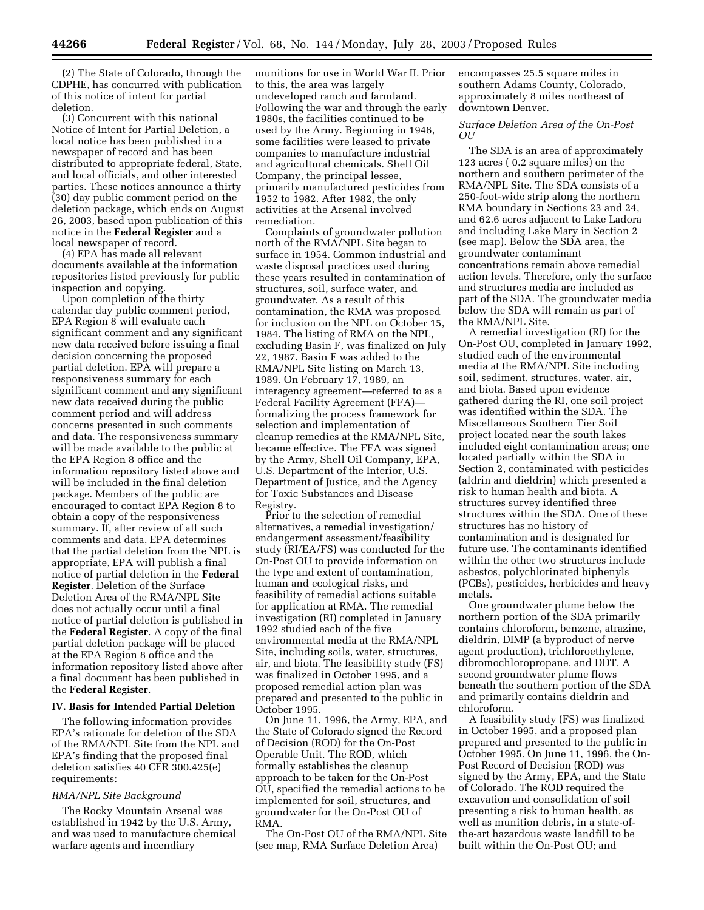(2) The State of Colorado, through the CDPHE, has concurred with publication of this notice of intent for partial deletion.

(3) Concurrent with this national Notice of Intent for Partial Deletion, a local notice has been published in a newspaper of record and has been distributed to appropriate federal, State, and local officials, and other interested parties. These notices announce a thirty (30) day public comment period on the deletion package, which ends on August 26, 2003, based upon publication of this notice in the **Federal Register** and a local newspaper of record.

(4) EPA has made all relevant documents available at the information repositories listed previously for public inspection and copying.

Upon completion of the thirty calendar day public comment period, EPA Region 8 will evaluate each significant comment and any significant new data received before issuing a final decision concerning the proposed partial deletion. EPA will prepare a responsiveness summary for each significant comment and any significant new data received during the public comment period and will address concerns presented in such comments and data. The responsiveness summary will be made available to the public at the EPA Region 8 office and the information repository listed above and will be included in the final deletion package. Members of the public are encouraged to contact EPA Region 8 to obtain a copy of the responsiveness summary. If, after review of all such comments and data, EPA determines that the partial deletion from the NPL is appropriate, EPA will publish a final notice of partial deletion in the **Federal Register**. Deletion of the Surface Deletion Area of the RMA/NPL Site does not actually occur until a final notice of partial deletion is published in the **Federal Register**. A copy of the final partial deletion package will be placed at the EPA Region 8 office and the information repository listed above after a final document has been published in the **Federal Register**.

## IV. Basis for Intended Partial Deletion

The following information provides EPA's rationale for deletion of the SDA of the RMA/NPL Site from the NPL and EPA's finding that the proposed final deletion satisfies 40 CFR 300.425(e) requirements:

*RMA/NPL Site Background*

The Rocky Mountain Arsenal was established in 1942 by the U.S. Army, and was used to manufacture chemical warfare agents and incendiary munitions for use in World War II. Prior to this, the area was largely undeveloped ranch and farmland. Following the war and through the early 1980s, the facilities continued to be used by the Army. Beginning in 1946, some facilities were leased to private companies to manufacture industrial and agricultural chemicals. Shell Oil Company, the principal lessee, primarily manufactured pesticides from 1952 to 1982. After 1982, the only activities at the Arsenal involved remediation.

Complaints of groundwater pollution north of the RMA/NPL Site began to surface in 1954. Common industrial and waste disposal practices used during these years resulted in contamination of structures, soil, surface water, and groundwater. As a result of this contamination, the RMA was proposed for inclusion on the NPL on October 15, 1984. The listing of RMA on the NPL, excluding Basin F, was finalized on July 22, 1987. Basin F was added to the RMA/NPL Site listing on March 13, 1989. On February 17, 1989, an interagency agreement—referred to as a Federal Facility Agreement (FFA)—formalizing the process framework for selection and implementation of cleanup remedies at the RMA/NPL Site, became effective. The FFA was signed by the Army, Shell Oil Company, EPA, U.S. Department of the Interior, U.S. Department of Justice, and the Agency for Toxic Substances and Disease Registry.

Prior to the selection of remedial alternatives, a remedial investigation/endangerment assessment/feasibility study (RI/EA/FS) was conducted for the On-Post OU to provide information on the type and extent of contamination, human and ecological risks, and feasibility of remedial actions suitable for application at RMA. The remedial investigation (RI) completed in January 1992 studied each of the five environmental media at the RMA/NPL Site, including soils, water, structures, air, and biota. The feasibility study (FS) was finalized in October 1995, and a proposed remedial action plan was prepared and presented to the public in October 1995.

On June 11, 1996, the Army, EPA, and the State of Colorado signed the Record of Decision (ROD) for the On-Post Operable Unit. The ROD, which formally establishes the cleanup approach to be taken for the On-Post OU, specified the remedial actions to be implemented for soil, structures, and groundwater for the On-Post OU of RMA.

The On-Post OU of the RMA/NPL Site (see map, RMA Surface Deletion Area) encompasses 25.5 square miles in southern Adams County, Colorado, approximately 8 miles northeast of downtown Denver.

*Surface Deletion Area of the On-Post OU*

The SDA is an area of approximately 123 acres ( 0.2 square miles) on the northern and southern perimeter of the RMA/NPL Site. The SDA consists of a 250-foot-wide strip along the northern RMA boundary in Sections 23 and 24, and 62.6 acres adjacent to Lake Ladora and including Lake Mary in Section 2 (see map). Below the SDA area, the groundwater contaminant concentrations remain above remedial action levels. Therefore, only the surface and structures media are included as part of the SDA. The groundwater media below the SDA will remain as part of the RMA/NPL Site.

A remedial investigation (RI) for the On-Post OU, completed in January 1992, studied each of the environmental media at the RMA/NPL Site including soil, sediment, structures, water, air, and biota. Based upon evidence gathered during the RI, one soil project was identified within the SDA. The Miscellaneous Southern Tier Soil project located near the south lakes included eight contamination areas; one located partially within the SDA in Section 2, contaminated with pesticides (aldrin and dieldrin) which presented a risk to human health and biota. A structures survey identified three structures within the SDA. One of these structures has no history of contamination and is designated for future use. The contaminants identified within the other two structures include asbestos, polychlorinated biphenyls (PCBs), pesticides, herbicides and heavy metals.

One groundwater plume below the northern portion of the SDA primarily contains chloroform, benzene, atrazine, dieldrin, DIMP (a byproduct of nerve agent production), trichloroethylene, dibromochloropropane, and DDT. A second groundwater plume flows beneath the southern portion of the SDA and primarily contains dieldrin and chloroform.

A feasibility study (FS) was finalized in October 1995, and a proposed plan prepared and presented to the public in October 1995. On June 11, 1996, the On-Post Record of Decision (ROD) was signed by the Army, EPA, and the State of Colorado. The ROD required the excavation and consolidation of soil presenting a risk to human health, as well as munition debris, in a state-of-the-art hazardous waste landfill to be built within the On-Post OU; and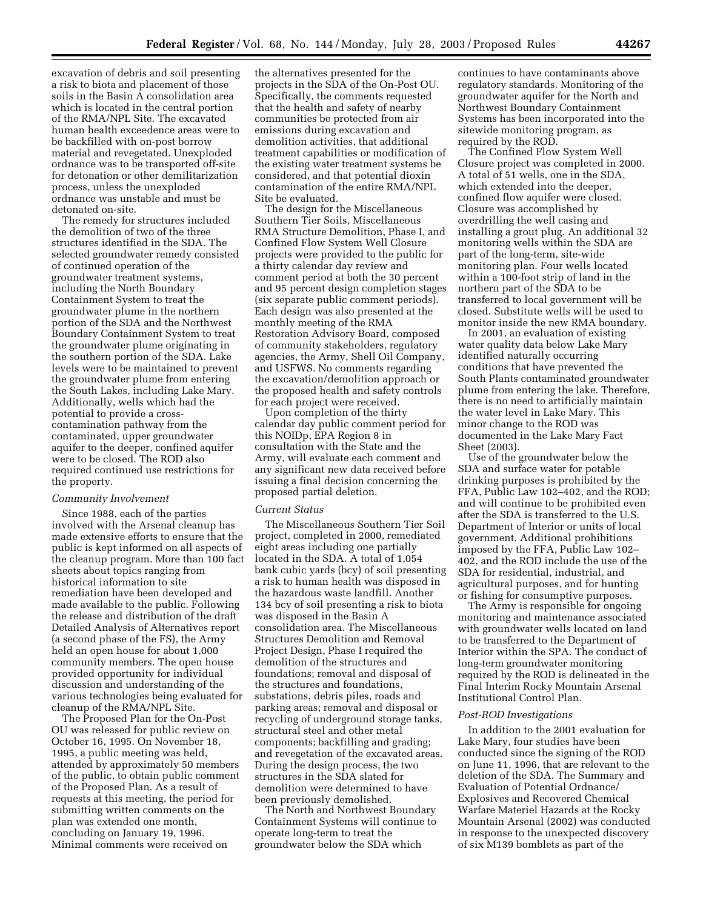excavation of debris and soil presenting a risk to biota and placement of those soils in the Basin A consolidation area which is located in the central portion of the RMA/NPL Site. The excavated human health exceedence areas were to be backfilled with on-post borrow material and revegetated. Unexploded ordnance was to be transported off-site for detonation or other demilitarization process, unless the unexploded ordnance was unstable and must be detonated on-site.

The remedy for structures included the demolition of two of the three structures identified in the SDA. The selected groundwater remedy consisted of continued operation of the groundwater treatment systems, including the North Boundary Containment System to treat the groundwater plume in the northern portion of the SDA and the Northwest Boundary Containment System to treat the groundwater plume originating in the southern portion of the SDA. Lake levels were to be maintained to prevent the groundwater plume from entering the South Lakes, including Lake Mary. Additionally, wells which had the potential to provide a cross-contamination pathway from the contaminated, upper groundwater aquifer to the deeper, confined aquifer were to be closed. The ROD also required continued use restrictions for the property.

*Community Involvement*

Since 1988, each of the parties involved with the Arsenal cleanup has made extensive efforts to ensure that the public is kept informed on all aspects of the cleanup program. More than 100 fact sheets about topics ranging from historical information to site remediation have been developed and made available to the public. Following the release and distribution of the draft Detailed Analysis of Alternatives report (a second phase of the FS), the Army held an open house for about 1,000 community members. The open house provided opportunity for individual discussion and understanding of the various technologies being evaluated for cleanup of the RMA/NPL Site.

The Proposed Plan for the On-Post OU was released for public review on October 16, 1995. On November 18, 1995, a public meeting was held, attended by approximately 50 members of the public, to obtain public comment of the Proposed Plan. As a result of requests at this meeting, the period for submitting written comments on the plan was extended one month, concluding on January 19, 1996. Minimal comments were received on the alternatives presented for the projects in the SDA of the On-Post OU. Specifically, the comments requested that the health and safety of nearby communities be protected from air emissions during excavation and demolition activities, that additional treatment capabilities or modification of the existing water treatment systems be considered, and that potential dioxin contamination of the entire RMA/NPL Site be evaluated.

The design for the Miscellaneous Southern Tier Soils, Miscellaneous RMA Structure Demolition, Phase I, and Confined Flow System Well Closure projects were provided to the public for a thirty calendar day review and comment period at both the 30 percent and 95 percent design completion stages (six separate public comment periods). Each design was also presented at the monthly meeting of the RMA Restoration Advisory Board, composed of community stakeholders, regulatory agencies, the Army, Shell Oil Company, and USFWS. No comments regarding the excavation/demolition approach or the proposed health and safety controls for each project were received.

Upon completion of the thirty calendar day public comment period for this NOIDp, EPA Region 8 in consultation with the State and the Army, will evaluate each comment and any significant new data received before issuing a final decision concerning the proposed partial deletion.

*Current Status*

The Miscellaneous Southern Tier Soil project, completed in 2000, remediated eight areas including one partially located in the SDA. A total of 1,054 bank cubic yards (bcy) of soil presenting a risk to human health was disposed in the hazardous waste landfill. Another 134 bcy of soil presenting a risk to biota was disposed in the Basin A consolidation area. The Miscellaneous Structures Demolition and Removal Project Design, Phase I required the demolition of the structures and foundations; removal and disposal of the structures and foundations, substations, debris piles, roads and parking areas; removal and disposal or recycling of underground storage tanks, structural steel and other metal components; backfilling and grading; and revegetation of the excavated areas. During the design process, the two structures in the SDA slated for demolition were determined to have been previously demolished.

The North and Northwest Boundary Containment Systems will continue to operate long-term to treat the groundwater below the SDA which continues to have contaminants above regulatory standards. Monitoring of the groundwater aquifer for the North and Northwest Boundary Containment Systems has been incorporated into the sitewide monitoring program, as required by the ROD.

The Confined Flow System Well Closure project was completed in 2000. A total of 51 wells, one in the SDA, which extended into the deeper, confined flow aquifer were closed. Closure was accomplished by overdrilling the well casing and installing a grout plug. An additional 32 monitoring wells within the SDA are part of the long-term, site-wide monitoring plan. Four wells located within a 100-foot strip of land in the northern part of the SDA to be transferred to local government will be closed. Substitute wells will be used to monitor inside the new RMA boundary.

In 2001, an evaluation of existing water quality data below Lake Mary identified naturally occurring conditions that have prevented the South Plants contaminated groundwater plume from entering the lake. Therefore, there is no need to artificially maintain the water level in Lake Mary. This minor change to the ROD was documented in the Lake Mary Fact Sheet (2003).

Use of the groundwater below the SDA and surface water for potable drinking purposes is prohibited by the FFA, Public Law 102–402, and the ROD; and will continue to be prohibited even after the SDA is transferred to the U.S. Department of Interior or units of local government. Additional prohibitions imposed by the FFA, Public Law 102–402, and the ROD include the use of the SDA for residential, industrial, and agricultural purposes, and for hunting or fishing for consumptive purposes.

The Army is responsible for ongoing monitoring and maintenance associated with groundwater wells located on land to be transferred to the Department of Interior within the SPA. The conduct of long-term groundwater monitoring required by the ROD is delineated in the Final Interim Rocky Mountain Arsenal Institutional Control Plan.

*Post-ROD Investigations*

In addition to the 2001 evaluation for Lake Mary, four studies have been conducted since the signing of the ROD on June 11, 1996, that are relevant to the deletion of the SDA. The Summary and Evaluation of Potential Ordnance/Explosives and Recovered Chemical Warfare Materiel Hazards at the Rocky Mountain Arsenal (2002) was conducted in response to the unexpected discovery of six M139 bomblets as part of the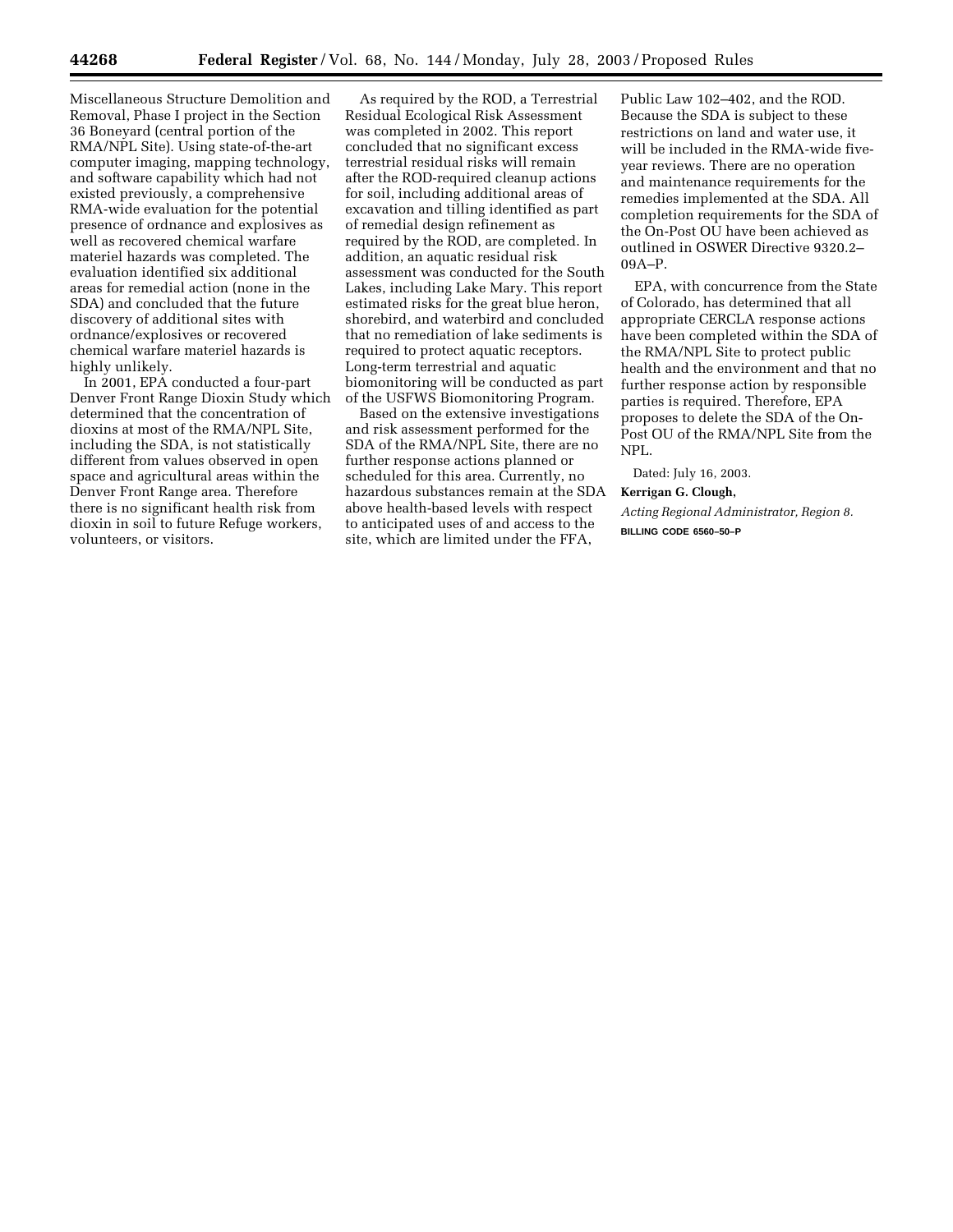Miscellaneous Structure Demolition and Removal, Phase I project in the Section 36 Boneyard (central portion of the RMA/NPL Site). Using state-of-the-art computer imaging, mapping technology, and software capability which had not existed previously, a comprehensive RMA-wide evaluation for the potential presence of ordnance and explosives as well as recovered chemical warfare materiel hazards was completed. The evaluation identified six additional areas for remedial action (none in the SDA) and concluded that the future discovery of additional sites with ordnance/explosives or recovered chemical warfare materiel hazards is highly unlikely.

In 2001, EPA conducted a four-part Denver Front Range Dioxin Study which determined that the concentration of dioxins at most of the RMA/NPL Site, including the SDA, is not statistically different from values observed in open space and agricultural areas within the Denver Front Range area. Therefore there is no significant health risk from dioxin in soil to future Refuge workers, volunteers, or visitors.

As required by the ROD, a Terrestrial Residual Ecological Risk Assessment was completed in 2002. This report concluded that no significant excess terrestrial residual risks will remain after the ROD-required cleanup actions for soil, including additional areas of excavation and tilling identified as part of remedial design refinement as required by the ROD, are completed. In addition, an aquatic residual risk assessment was conducted for the South Lakes, including Lake Mary. This report estimated risks for the great blue heron, shorebird, and waterbird and concluded that no remediation of lake sediments is required to protect aquatic receptors. Long-term terrestrial and aquatic biomonitoring will be conducted as part of the USFWS Biomonitoring Program.

Based on the extensive investigations and risk assessment performed for the SDA of the RMA/NPL Site, there are no further response actions planned or scheduled for this area. Currently, no hazardous substances remain at the SDA above health-based levels with respect to anticipated uses of and access to the site, which are limited under the FFA, Public Law 102–402, and the ROD. Because the SDA is subject to these restrictions on land and water use, it will be included in the RMA-wide five-year reviews. There are no operation and maintenance requirements for the remedies implemented at the SDA. All completion requirements for the SDA of the On-Post OU have been achieved as outlined in OSWER Directive 9320.2–09A–P.

EPA, with concurrence from the State of Colorado, has determined that all appropriate CERCLA response actions have been completed within the SDA of the RMA/NPL Site to protect public health and the environment and that no further response action by responsible parties is required. Therefore, EPA proposes to delete the SDA of the On-Post OU of the RMA/NPL Site from the NPL.

Dated: July 16, 2003.

**Kerrigan G. Clough,**

*Acting Regional Administrator, Region 8.*

BILLING CODE 6560–50–P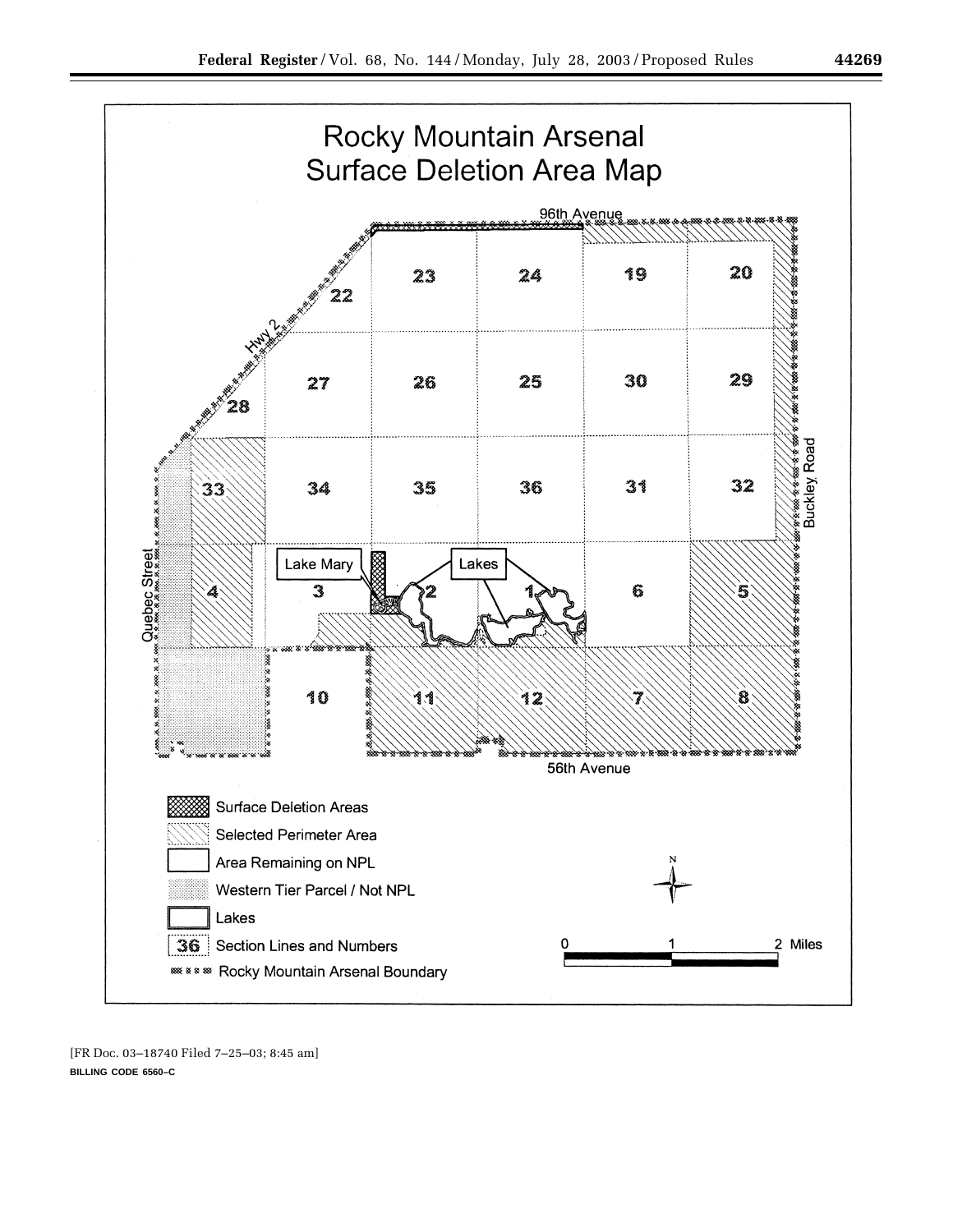# Rocky Mountain Arsenal Surface Deletion Area Map

96th Avenue

Hwy 2

23 24 19 20

22

27 26 25 30 29

28

Buckley Road

33 34 35 36 31 32

Quebec Street

Lake Mary

Lakes

4 3 2 1 6 5

10 11 12 7 8

56th Avenue

Surface Deletion Areas

Selected Perimeter Area

Area Remaining on NPL

Western Tier Parcel / Not NPL

Lakes

36 Section Lines and Numbers

Rocky Mountain Arsenal Boundary

N

0 1 2 Miles

[FR Doc. 03–18740 Filed 7–25–03; 8:45 am]

**BILLING CODE 6560–C**